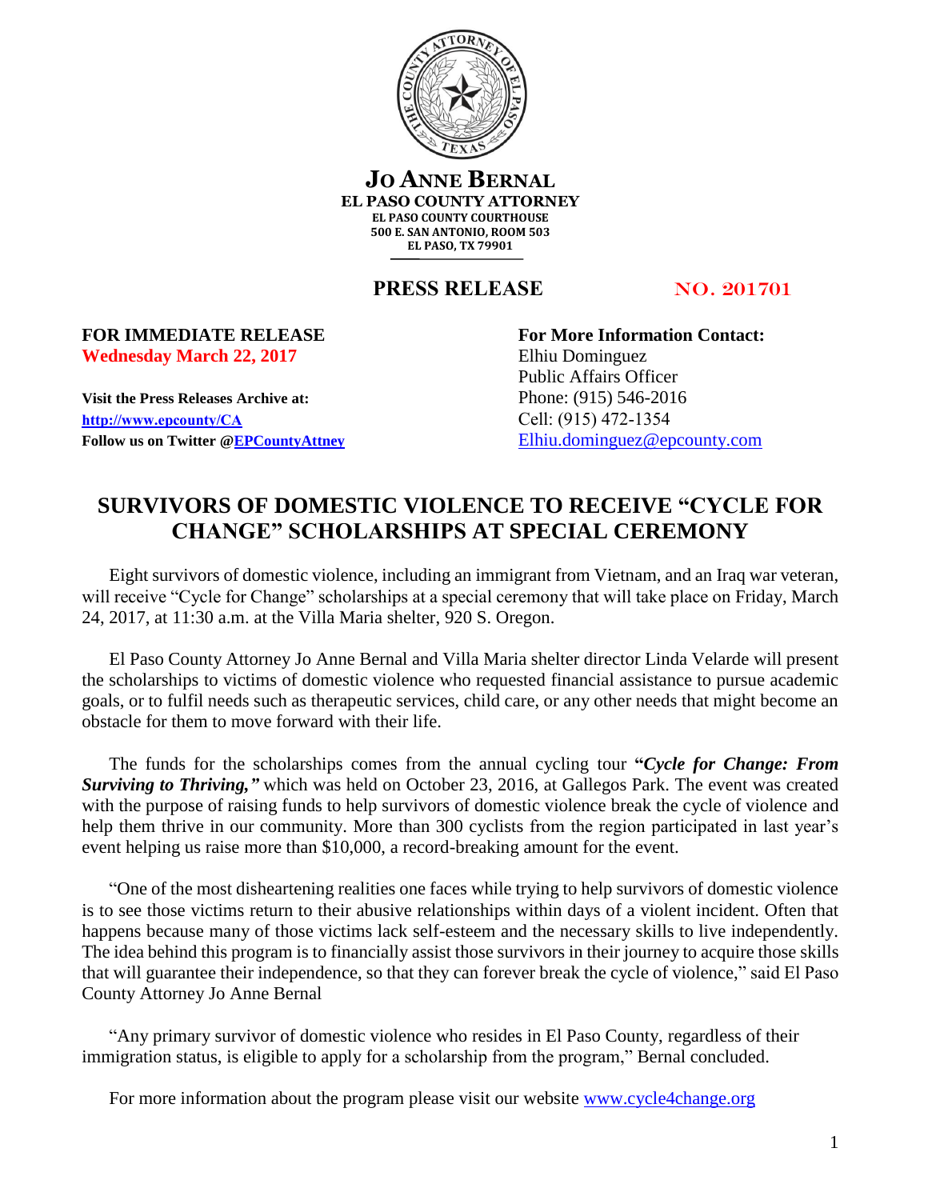**JO ANNE BERNAL**
**EL PASO COUNTY ATTORNEY**
EL PASO COUNTY COURTHOUSE
500 E. SAN ANTONIO, ROOM 503
EL PASO, TX 79901

**PRESS RELEASE** NO. 201701

**FOR IMMEDIATE RELEASE**
**Wednesday March 22, 2017**

**Visit the Press Releases Archive at:**
**[http://www.epcounty/CA](http://www.epcounty/CA)**
**Follow us on Twitter @EPCountyAttney**

**For More Information Contact:**
Elhiu Dominguez
Public Affairs Officer
Phone: (915) 546-2016
Cell: (915) 472-1354
Elhiu.dominguez@epcounty.com

# SURVIVORS OF DOMESTIC VIOLENCE TO RECEIVE "CYCLE FOR CHANGE" SCHOLARSHIPS AT SPECIAL CEREMONY

Eight survivors of domestic violence, including an immigrant from Vietnam, and an Iraq war veteran, will receive "Cycle for Change" scholarships at a special ceremony that will take place on Friday, March 24, 2017, at 11:30 a.m. at the Villa Maria shelter, 920 S. Oregon.

El Paso County Attorney Jo Anne Bernal and Villa Maria shelter director Linda Velarde will present the scholarships to victims of domestic violence who requested financial assistance to pursue academic goals, or to fulfil needs such as therapeutic services, child care, or any other needs that might become an obstacle for them to move forward with their life.

The funds for the scholarships comes from the annual cycling tour **"*Cycle for Change: From Surviving to Thriving,"*** which was held on October 23, 2016, at Gallegos Park. The event was created with the purpose of raising funds to help survivors of domestic violence break the cycle of violence and help them thrive in our community. More than 300 cyclists from the region participated in last year's event helping us raise more than $10,000, a record-breaking amount for the event.

"One of the most disheartening realities one faces while trying to help survivors of domestic violence is to see those victims return to their abusive relationships within days of a violent incident. Often that happens because many of those victims lack self-esteem and the necessary skills to live independently. The idea behind this program is to financially assist those survivors in their journey to acquire those skills that will guarantee their independence, so that they can forever break the cycle of violence," said El Paso County Attorney Jo Anne Bernal

"Any primary survivor of domestic violence who resides in El Paso County, regardless of their immigration status, is eligible to apply for a scholarship from the program," Bernal concluded.

For more information about the program please visit our website [www.cycle4change.org](http://www.cycle4change.org)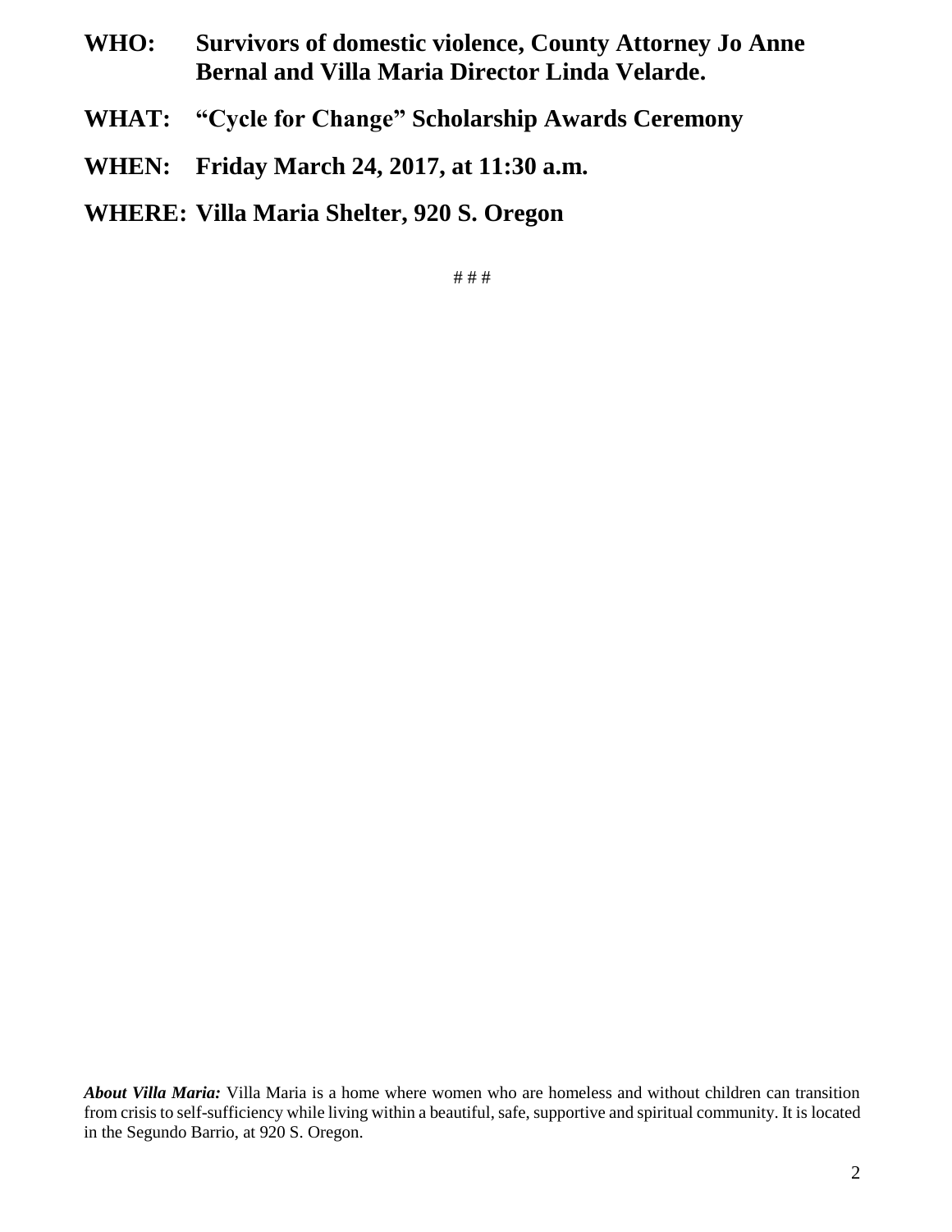**WHO:** **Survivors of domestic violence, County Attorney Jo Anne Bernal and Villa Maria Director Linda Velarde.**

**WHAT:** **"Cycle for Change" Scholarship Awards Ceremony**

**WHEN:** **Friday March 24, 2017, at 11:30 a.m.**

**WHERE: Villa Maria Shelter, 920 S. Oregon**

# # #

***About Villa Maria:*** Villa Maria is a home where women who are homeless and without children can transition from crisis to self-sufficiency while living within a beautiful, safe, supportive and spiritual community. It is located in the Segundo Barrio, at 920 S. Oregon.